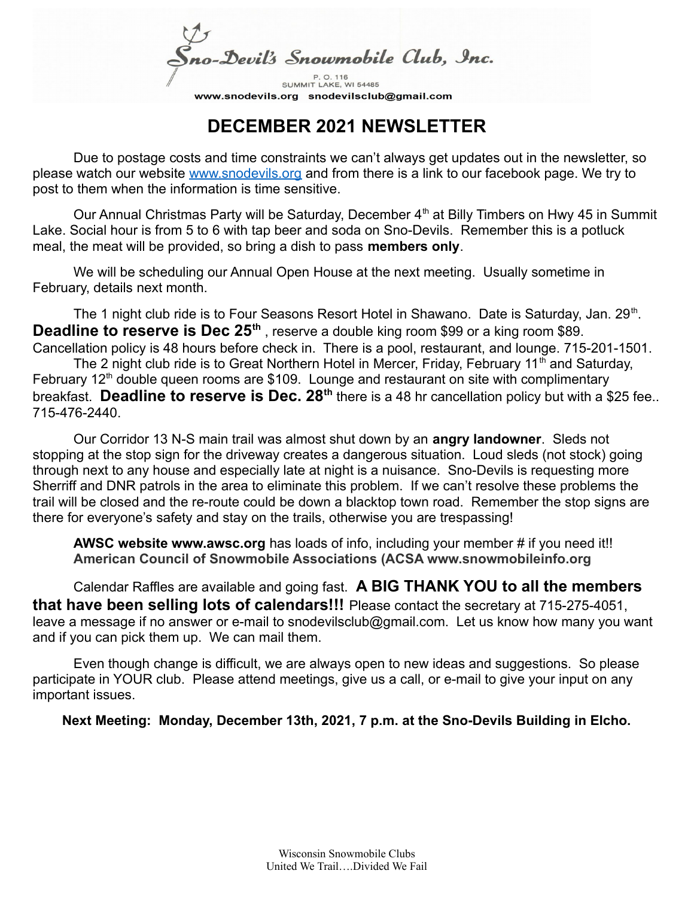Sno-Devil's Snowmobile Club, Inc.

P. O. 116
SUMMIT LAKE, WI 54485
www.snodevils.org snodevilsclub@gmail.com

# DECEMBER 2021 NEWSLETTER

Due to postage costs and time constraints we can't always get updates out in the newsletter, so please watch our website www.snodevils.org and from there is a link to our facebook page. We try to post to them when the information is time sensitive.

Our Annual Christmas Party will be Saturday, December 4th at Billy Timbers on Hwy 45 in Summit Lake. Social hour is from 5 to 6 with tap beer and soda on Sno-Devils. Remember this is a potluck meal, the meat will be provided, so bring a dish to pass **members only**.

We will be scheduling our Annual Open House at the next meeting. Usually sometime in February, details next month.

The 1 night club ride is to Four Seasons Resort Hotel in Shawano. Date is Saturday, Jan. 29th. **Deadline to reserve is Dec 25th** , reserve a double king room $99 or a king room $89. Cancellation policy is 48 hours before check in. There is a pool, restaurant, and lounge. 715-201-1501.

The 2 night club ride is to Great Northern Hotel in Mercer, Friday, February 11th and Saturday, February 12th double queen rooms are $109. Lounge and restaurant on site with complimentary breakfast. **Deadline to reserve is Dec. 28th** there is a 48 hr cancellation policy but with a $25 fee.. 715-476-2440.

Our Corridor 13 N-S main trail was almost shut down by an **angry landowner**. Sleds not stopping at the stop sign for the driveway creates a dangerous situation. Loud sleds (not stock) going through next to any house and especially late at night is a nuisance. Sno-Devils is requesting more Sherriff and DNR patrols in the area to eliminate this problem. If we can't resolve these problems the trail will be closed and the re-route could be down a blacktop town road. Remember the stop signs are there for everyone's safety and stay on the trails, otherwise you are trespassing!

**AWSC website www.awsc.org** has loads of info, including your member # if you need it!!
**American Council of Snowmobile Associations (ACSA www.snowmobileinfo.org**

Calendar Raffles are available and going fast. **A BIG THANK YOU to all the members that have been selling lots of calendars!!!** Please contact the secretary at 715-275-4051, leave a message if no answer or e-mail to snodevilsclub@gmail.com. Let us know how many you want and if you can pick them up. We can mail them.

Even though change is difficult, we are always open to new ideas and suggestions. So please participate in YOUR club. Please attend meetings, give us a call, or e-mail to give your input on any important issues.

**Next Meeting: Monday, December 13th, 2021, 7 p.m. at the Sno-Devils Building in Elcho.**

Wisconsin Snowmobile Clubs
United We Trail….Divided We Fail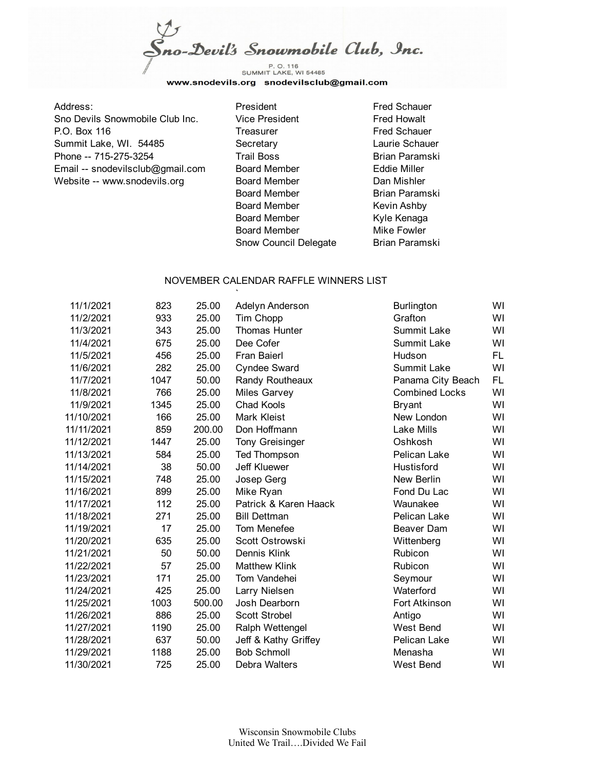# Sno-Devil's Snowmobile Club, Inc.

P. O. 116
SUMMIT LAKE, WI 54485

www.snodevils.org snodevilsclub@gmail.com

Address:
Sno Devils Snowmobile Club Inc.
P.O. Box 116
Summit Lake, WI. 54485
Phone -- 715-275-3254
Email -- snodevilsclub@gmail.com
Website -- www.snodevils.org

| | |
|---|---|
| President | Fred Schauer |
| Vice President | Fred Howalt |
| Treasurer | Fred Schauer |
| Secretary | Laurie Schauer |
| Trail Boss | Brian Paramski |
| Board Member | Eddie Miller |
| Board Member | Dan Mishler |
| Board Member | Brian Paramski |
| Board Member | Kevin Ashby |
| Board Member | Kyle Kenaga |
| Board Member | Mike Fowler |
| Snow Council Delegate | Brian Paramski |

## NOVEMBER CALENDAR RAFFLE WINNERS LIST

`

| | | | | | |
|---|---|---|---|---|---|
| 11/1/2021 | 823 | 25.00 | Adelyn Anderson | Burlington | WI |
| 11/2/2021 | 933 | 25.00 | Tim Chopp | Grafton | WI |
| 11/3/2021 | 343 | 25.00 | Thomas Hunter | Summit Lake | WI |
| 11/4/2021 | 675 | 25.00 | Dee Cofer | Summit Lake | WI |
| 11/5/2021 | 456 | 25.00 | Fran Baierl | Hudson | FL |
| 11/6/2021 | 282 | 25.00 | Cyndee Sward | Summit Lake | WI |
| 11/7/2021 | 1047 | 50.00 | Randy Routheaux | Panama City Beach | FL |
| 11/8/2021 | 766 | 25.00 | Miles Garvey | Combined Locks | WI |
| 11/9/2021 | 1345 | 25.00 | Chad Kools | Bryant | WI |
| 11/10/2021 | 166 | 25.00 | Mark Kleist | New London | WI |
| 11/11/2021 | 859 | 200.00 | Don Hoffmann | Lake Mills | WI |
| 11/12/2021 | 1447 | 25.00 | Tony Greisinger | Oshkosh | WI |
| 11/13/2021 | 584 | 25.00 | Ted Thompson | Pelican Lake | WI |
| 11/14/2021 | 38 | 50.00 | Jeff Kluewer | Hustisford | WI |
| 11/15/2021 | 748 | 25.00 | Josep Gerg | New Berlin | WI |
| 11/16/2021 | 899 | 25.00 | Mike Ryan | Fond Du Lac | WI |
| 11/17/2021 | 112 | 25.00 | Patrick & Karen Haack | Waunakee | WI |
| 11/18/2021 | 271 | 25.00 | Bill Dettman | Pelican Lake | WI |
| 11/19/2021 | 17 | 25.00 | Tom Menefee | Beaver Dam | WI |
| 11/20/2021 | 635 | 25.00 | Scott Ostrowski | Wittenberg | WI |
| 11/21/2021 | 50 | 50.00 | Dennis Klink | Rubicon | WI |
| 11/22/2021 | 57 | 25.00 | Matthew Klink | Rubicon | WI |
| 11/23/2021 | 171 | 25.00 | Tom Vandehei | Seymour | WI |
| 11/24/2021 | 425 | 25.00 | Larry Nielsen | Waterford | WI |
| 11/25/2021 | 1003 | 500.00 | Josh Dearborn | Fort Atkinson | WI |
| 11/26/2021 | 886 | 25.00 | Scott Strobel | Antigo | WI |
| 11/27/2021 | 1190 | 25.00 | Ralph Wettengel | West Bend | WI |
| 11/28/2021 | 637 | 50.00 | Jeff & Kathy Griffey | Pelican Lake | WI |
| 11/29/2021 | 1188 | 25.00 | Bob Schmoll | Menasha | WI |
| 11/30/2021 | 725 | 25.00 | Debra Walters | West Bend | WI |

Wisconsin Snowmobile Clubs
United We Trail….Divided We Fail